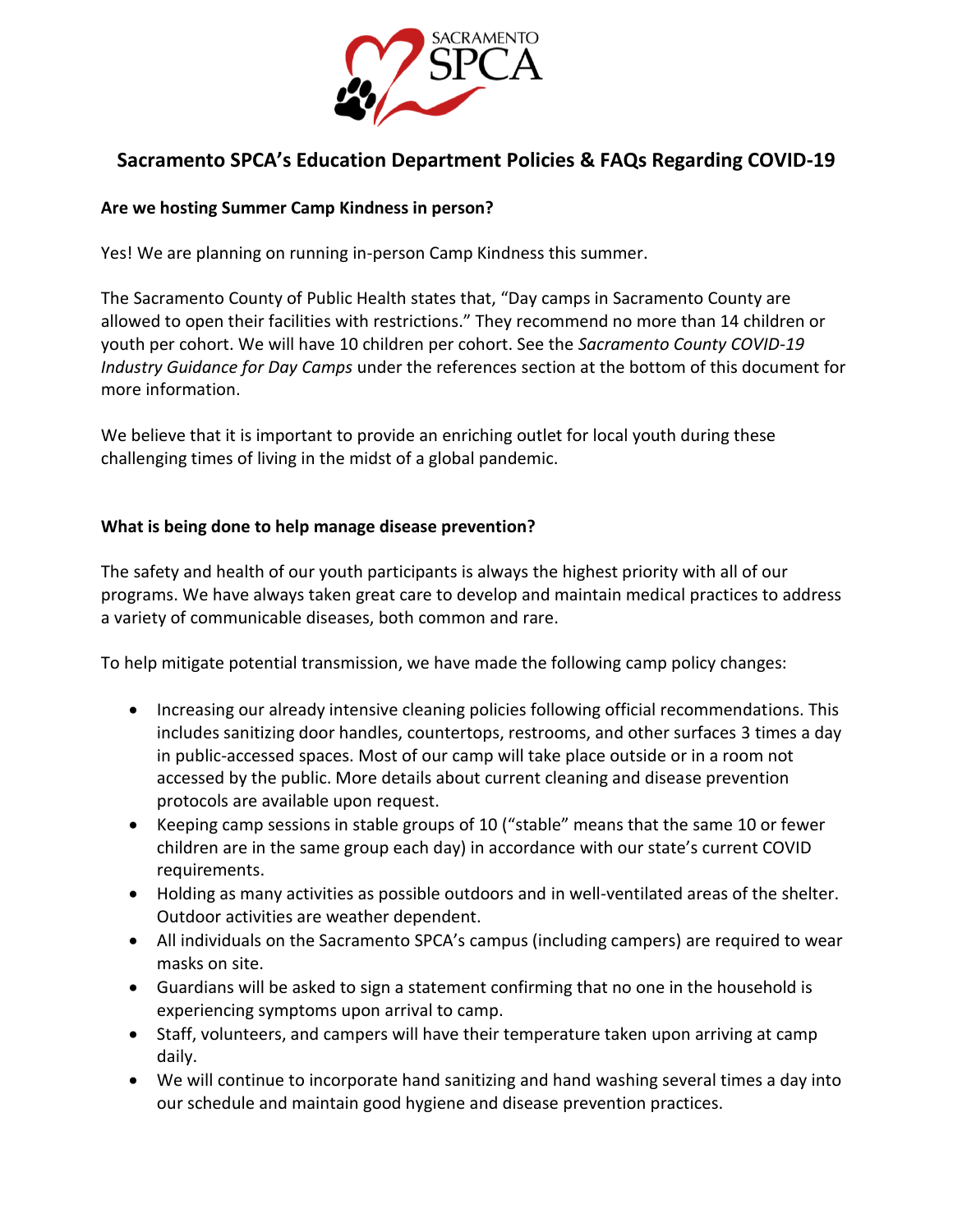# Sacramento SPCA's Education Department Policies & FAQs Regarding COVID-19

**Are we hosting Summer Camp Kindness in person?**

Yes! We are planning on running in-person Camp Kindness this summer.

The Sacramento County of Public Health states that, "Day camps in Sacramento County are allowed to open their facilities with restrictions." They recommend no more than 14 children or youth per cohort. We will have 10 children per cohort. See the *Sacramento County COVID-19 Industry Guidance for Day Camps* under the references section at the bottom of this document for more information.

We believe that it is important to provide an enriching outlet for local youth during these challenging times of living in the midst of a global pandemic.

**What is being done to help manage disease prevention?**

The safety and health of our youth participants is always the highest priority with all of our programs. We have always taken great care to develop and maintain medical practices to address a variety of communicable diseases, both common and rare.

To help mitigate potential transmission, we have made the following camp policy changes:

- Increasing our already intensive cleaning policies following official recommendations. This includes sanitizing door handles, countertops, restrooms, and other surfaces 3 times a day in public-accessed spaces. Most of our camp will take place outside or in a room not accessed by the public. More details about current cleaning and disease prevention protocols are available upon request.
- Keeping camp sessions in stable groups of 10 ("stable" means that the same 10 or fewer children are in the same group each day) in accordance with our state's current COVID requirements.
- Holding as many activities as possible outdoors and in well-ventilated areas of the shelter. Outdoor activities are weather dependent.
- All individuals on the Sacramento SPCA's campus (including campers) are required to wear masks on site.
- Guardians will be asked to sign a statement confirming that no one in the household is experiencing symptoms upon arrival to camp.
- Staff, volunteers, and campers will have their temperature taken upon arriving at camp daily.
- We will continue to incorporate hand sanitizing and hand washing several times a day into our schedule and maintain good hygiene and disease prevention practices.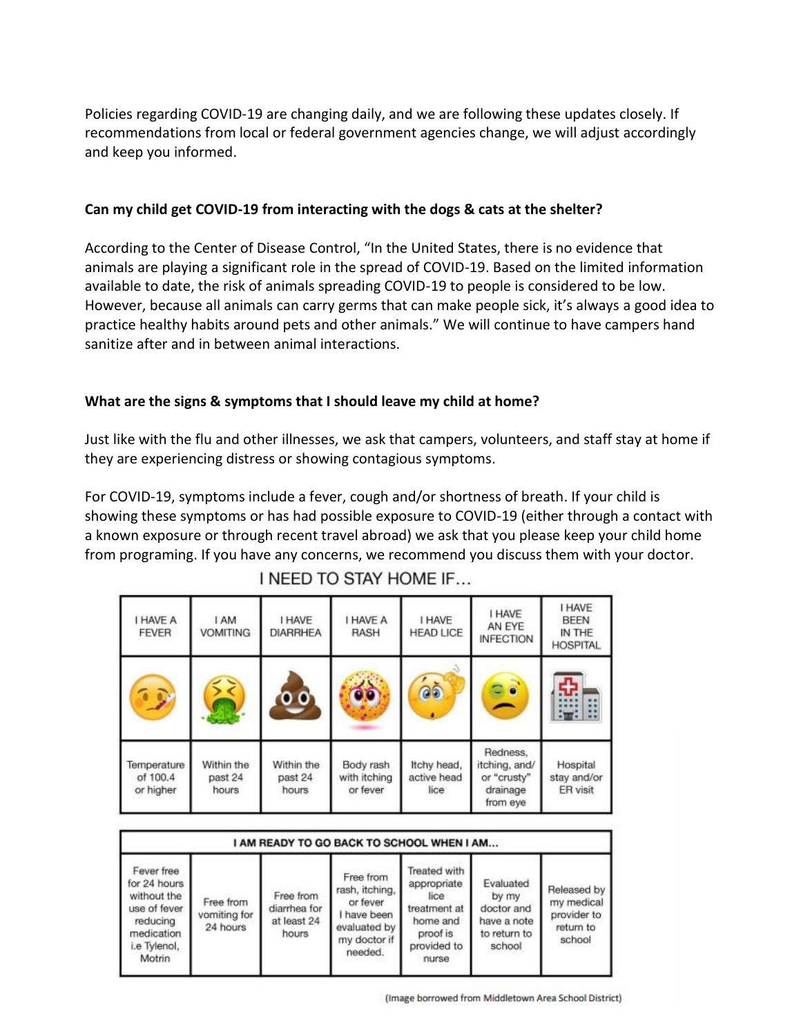Policies regarding COVID-19 are changing daily, and we are following these updates closely. If recommendations from local or federal government agencies change, we will adjust accordingly and keep you informed.

**Can my child get COVID-19 from interacting with the dogs & cats at the shelter?**

According to the Center of Disease Control, "In the United States, there is no evidence that animals are playing a significant role in the spread of COVID-19. Based on the limited information available to date, the risk of animals spreading COVID-19 to people is considered to be low. However, because all animals can carry germs that can make people sick, it's always a good idea to practice healthy habits around pets and other animals." We will continue to have campers hand sanitize after and in between animal interactions.

**What are the signs & symptoms that I should leave my child at home?**

Just like with the flu and other illnesses, we ask that campers, volunteers, and staff stay at home if they are experiencing distress or showing contagious symptoms.

For COVID-19, symptoms include a fever, cough and/or shortness of breath. If your child is showing these symptoms or has had possible exposure to COVID-19 (either through a contact with a known exposure or through recent travel abroad) we ask that you please keep your child home from programing. If you have any concerns, we recommend you discuss them with your doctor.

I NEED TO STAY HOME IF…

| I HAVE A FEVER | I AM VOMITING | I HAVE DIARRHEA | I HAVE A RASH | I HAVE HEAD LICE | I HAVE AN EYE INFECTION | I HAVE BEEN IN THE HOSPITAL |
|---|---|---|---|---|---|---|
| Temperature of 100.4 or higher | Within the past 24 hours | Within the past 24 hours | Body rash with itching or fever | Itchy head, active head lice | Redness, itching, and/ or "crusty" drainage from eye | Hospital stay and/or ER visit |

| I AM READY TO GO BACK TO SCHOOL WHEN I AM… | | | | | | |
|---|---|---|---|---|---|---|
| Fever free for 24 hours without the use of fever reducing medication i.e Tylenol, Motrin | Free from vomiting for 24 hours | Free from diarrhea for at least 24 hours | Free from rash, itching, or fever I have been evaluated by my doctor if needed. | Treated with appropriate lice treatment at home and proof is provided to nurse | Evaluated by my doctor and have a note to return to school | Released by my medical provider to return to school |

(Image borrowed from Middletown Area School District)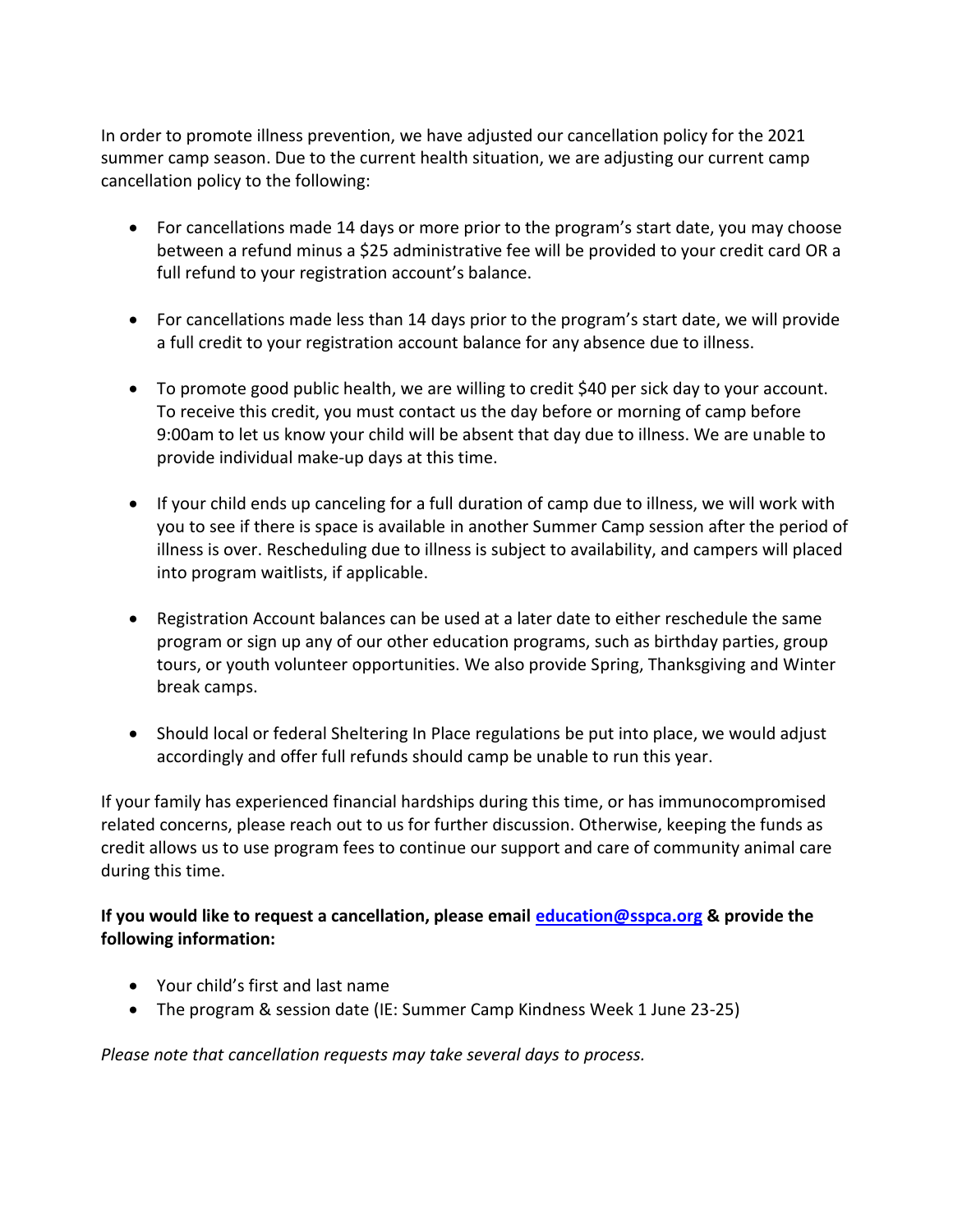In order to promote illness prevention, we have adjusted our cancellation policy for the 2021 summer camp season. Due to the current health situation, we are adjusting our current camp cancellation policy to the following:

- For cancellations made 14 days or more prior to the program's start date, you may choose between a refund minus a $25 administrative fee will be provided to your credit card OR a full refund to your registration account's balance.
- For cancellations made less than 14 days prior to the program's start date, we will provide a full credit to your registration account balance for any absence due to illness.
- To promote good public health, we are willing to credit $40 per sick day to your account. To receive this credit, you must contact us the day before or morning of camp before 9:00am to let us know your child will be absent that day due to illness. We are unable to provide individual make-up days at this time.
- If your child ends up canceling for a full duration of camp due to illness, we will work with you to see if there is space is available in another Summer Camp session after the period of illness is over. Rescheduling due to illness is subject to availability, and campers will placed into program waitlists, if applicable.
- Registration Account balances can be used at a later date to either reschedule the same program or sign up any of our other education programs, such as birthday parties, group tours, or youth volunteer opportunities. We also provide Spring, Thanksgiving and Winter break camps.
- Should local or federal Sheltering In Place regulations be put into place, we would adjust accordingly and offer full refunds should camp be unable to run this year.

If your family has experienced financial hardships during this time, or has immunocompromised related concerns, please reach out to us for further discussion. Otherwise, keeping the funds as credit allows us to use program fees to continue our support and care of community animal care during this time.

**If you would like to request a cancellation, please email [education@sspca.org](mailto:education@sspca.org) & provide the following information:**

- Your child's first and last name
- The program & session date (IE: Summer Camp Kindness Week 1 June 23-25)

*Please note that cancellation requests may take several days to process.*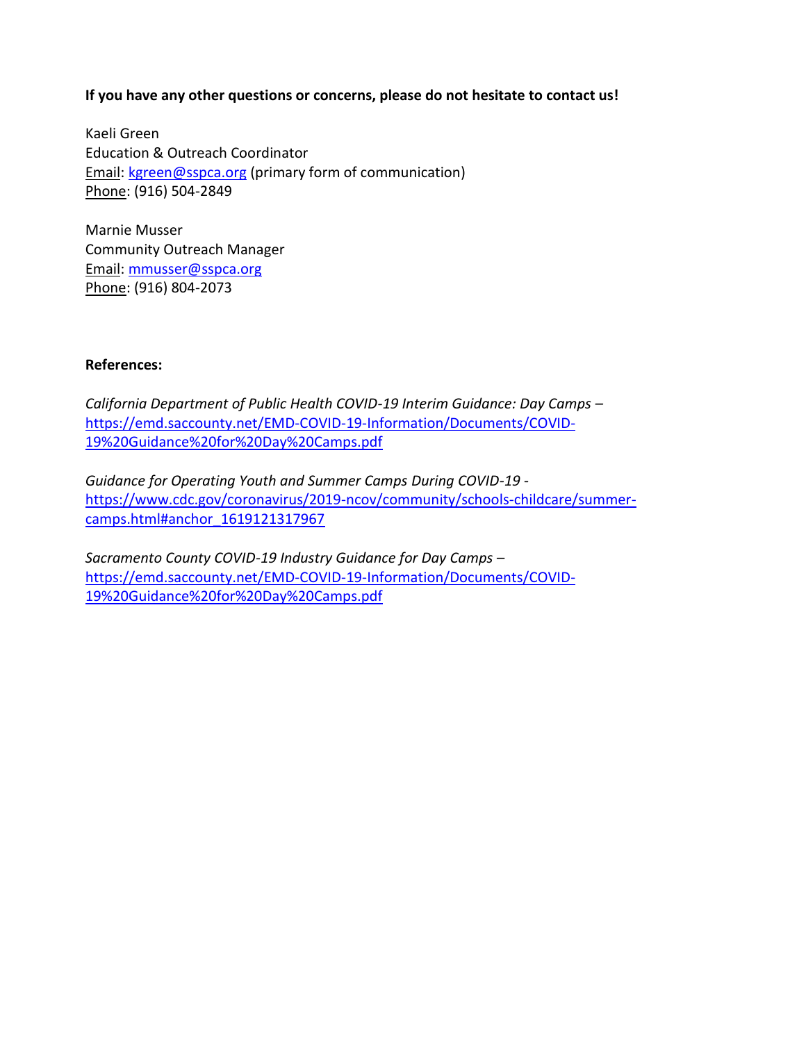**If you have any other questions or concerns, please do not hesitate to contact us!**

Kaeli Green
Education & Outreach Coordinator
Email: kgreen@sspca.org (primary form of communication)
Phone: (916) 504-2849

Marnie Musser
Community Outreach Manager
Email: mmusser@sspca.org
Phone: (916) 804-2073

**References:**

*California Department of Public Health COVID-19 Interim Guidance: Day Camps* – https://emd.saccounty.net/EMD-COVID-19-Information/Documents/COVID-19%20Guidance%20for%20Day%20Camps.pdf

*Guidance for Operating Youth and Summer Camps During COVID-19* - https://www.cdc.gov/coronavirus/2019-ncov/community/schools-childcare/summer-camps.html#anchor_1619121317967

*Sacramento County COVID-19 Industry Guidance for Day Camps* – https://emd.saccounty.net/EMD-COVID-19-Information/Documents/COVID-19%20Guidance%20for%20Day%20Camps.pdf